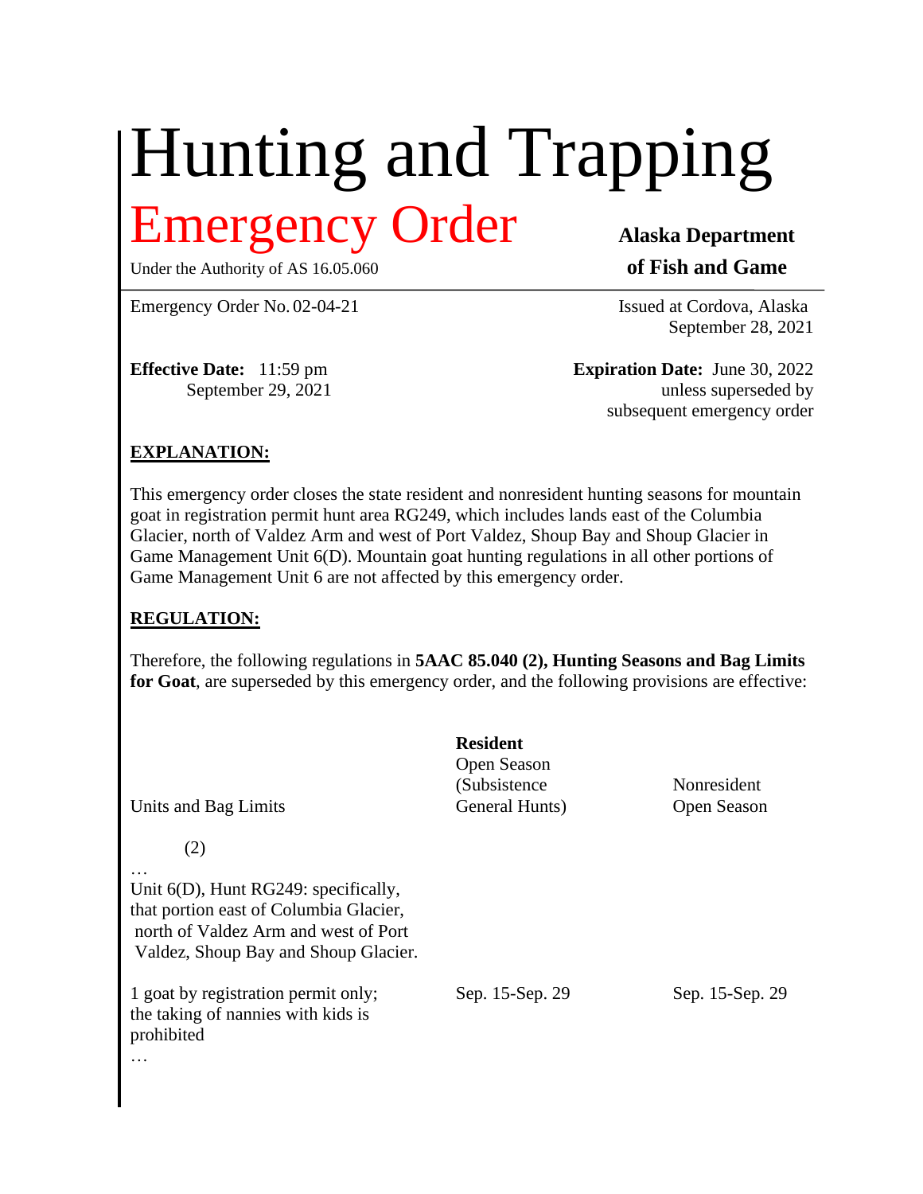# Hunting and Trapping

## Emergency Order

Under the Authority of AS 16.05.060

**Alaska Department of Fish and Game**

Emergency Order No. 02-04-21

Issued at Cordova, Alaska
September 28, 2021

**Effective Date:** 11:59 pm
September 29, 2021

**Expiration Date:** June 30, 2022
unless superseded by
subsequent emergency order

**EXPLANATION:**

This emergency order closes the state resident and nonresident hunting seasons for mountain goat in registration permit hunt area RG249, which includes lands east of the Columbia Glacier, north of Valdez Arm and west of Port Valdez, Shoup Bay and Shoup Glacier in Game Management Unit 6(D). Mountain goat hunting regulations in all other portions of Game Management Unit 6 are not affected by this emergency order.

**REGULATION:**

Therefore, the following regulations in **5AAC 85.040 (2), Hunting Seasons and Bag Limits for Goat**, are superseded by this emergency order, and the following provisions are effective:

| Units and Bag Limits | **Resident** Open Season (Subsistence General Hunts) | Nonresident Open Season |
|---|---|---|
| (2) | | |
| … | | |
| Unit 6(D), Hunt RG249: specifically, that portion east of Columbia Glacier, north of Valdez Arm and west of Port Valdez, Shoup Bay and Shoup Glacier. | | |
| 1 goat by registration permit only; the taking of nannies with kids is prohibited | Sep. 15-Sep. 29 | Sep. 15-Sep. 29 |
| … | | |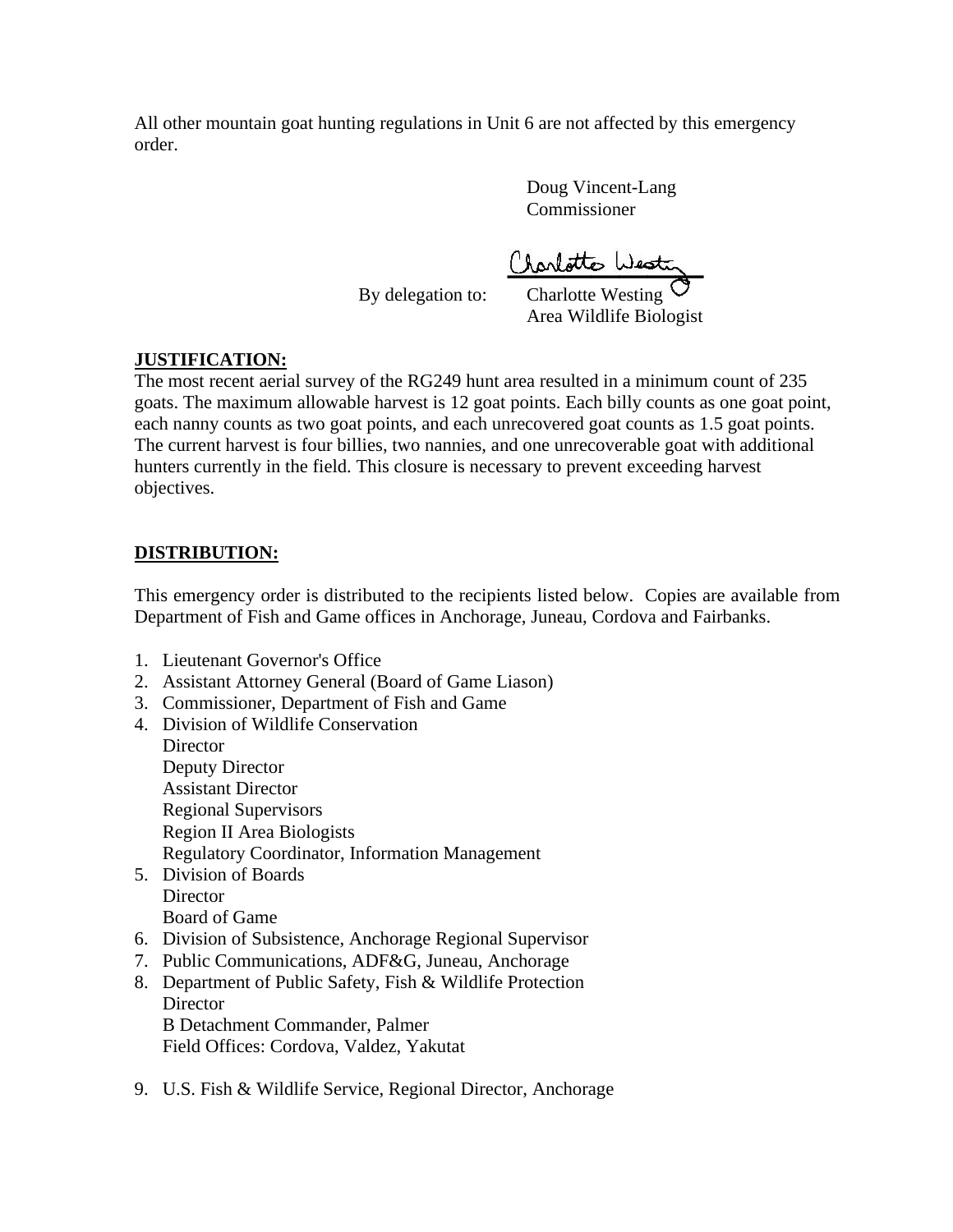All other mountain goat hunting regulations in Unit 6 are not affected by this emergency order.

Doug Vincent-Lang
Commissioner

By delegation to: Charlotte Westing
Area Wildlife Biologist

**JUSTIFICATION:**

The most recent aerial survey of the RG249 hunt area resulted in a minimum count of 235 goats. The maximum allowable harvest is 12 goat points. Each billy counts as one goat point, each nanny counts as two goat points, and each unrecovered goat counts as 1.5 goat points. The current harvest is four billies, two nannies, and one unrecoverable goat with additional hunters currently in the field. This closure is necessary to prevent exceeding harvest objectives.

**DISTRIBUTION:**

This emergency order is distributed to the recipients listed below. Copies are available from Department of Fish and Game offices in Anchorage, Juneau, Cordova and Fairbanks.

1. Lieutenant Governor's Office
2. Assistant Attorney General (Board of Game Liason)
3. Commissioner, Department of Fish and Game
4. Division of Wildlife Conservation
   Director
   Deputy Director
   Assistant Director
   Regional Supervisors
   Region II Area Biologists
   Regulatory Coordinator, Information Management
5. Division of Boards
   Director
   Board of Game
6. Division of Subsistence, Anchorage Regional Supervisor
7. Public Communications, ADF&G, Juneau, Anchorage
8. Department of Public Safety, Fish & Wildlife Protection
   Director
   B Detachment Commander, Palmer
   Field Offices: Cordova, Valdez, Yakutat
9. U.S. Fish & Wildlife Service, Regional Director, Anchorage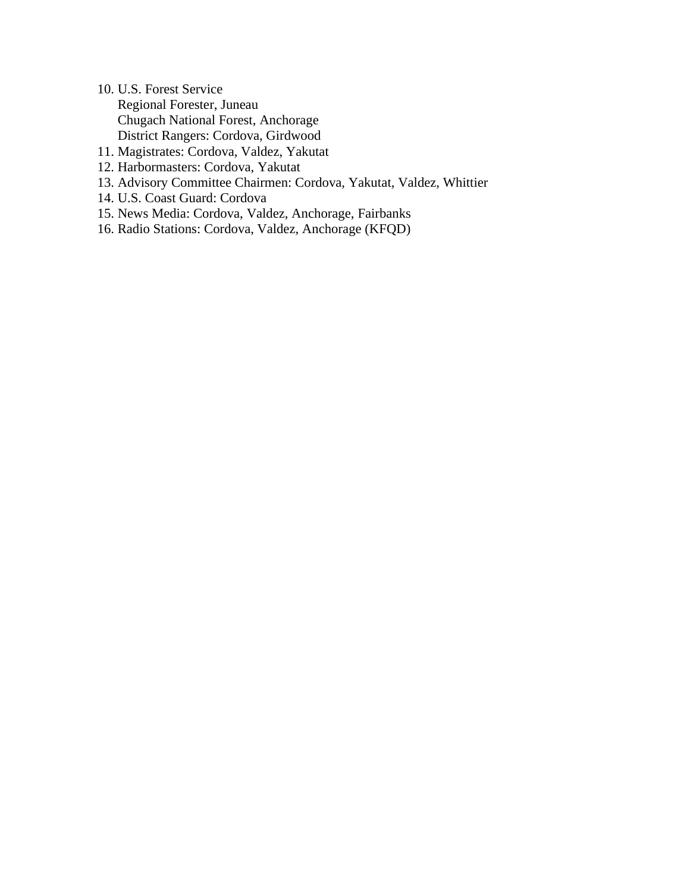10. U.S. Forest Service
    Regional Forester, Juneau
    Chugach National Forest, Anchorage
    District Rangers: Cordova, Girdwood
11. Magistrates: Cordova, Valdez, Yakutat
12. Harbormasters: Cordova, Yakutat
13. Advisory Committee Chairmen: Cordova, Yakutat, Valdez, Whittier
14. U.S. Coast Guard: Cordova
15. News Media: Cordova, Valdez, Anchorage, Fairbanks
16. Radio Stations: Cordova, Valdez, Anchorage (KFQD)